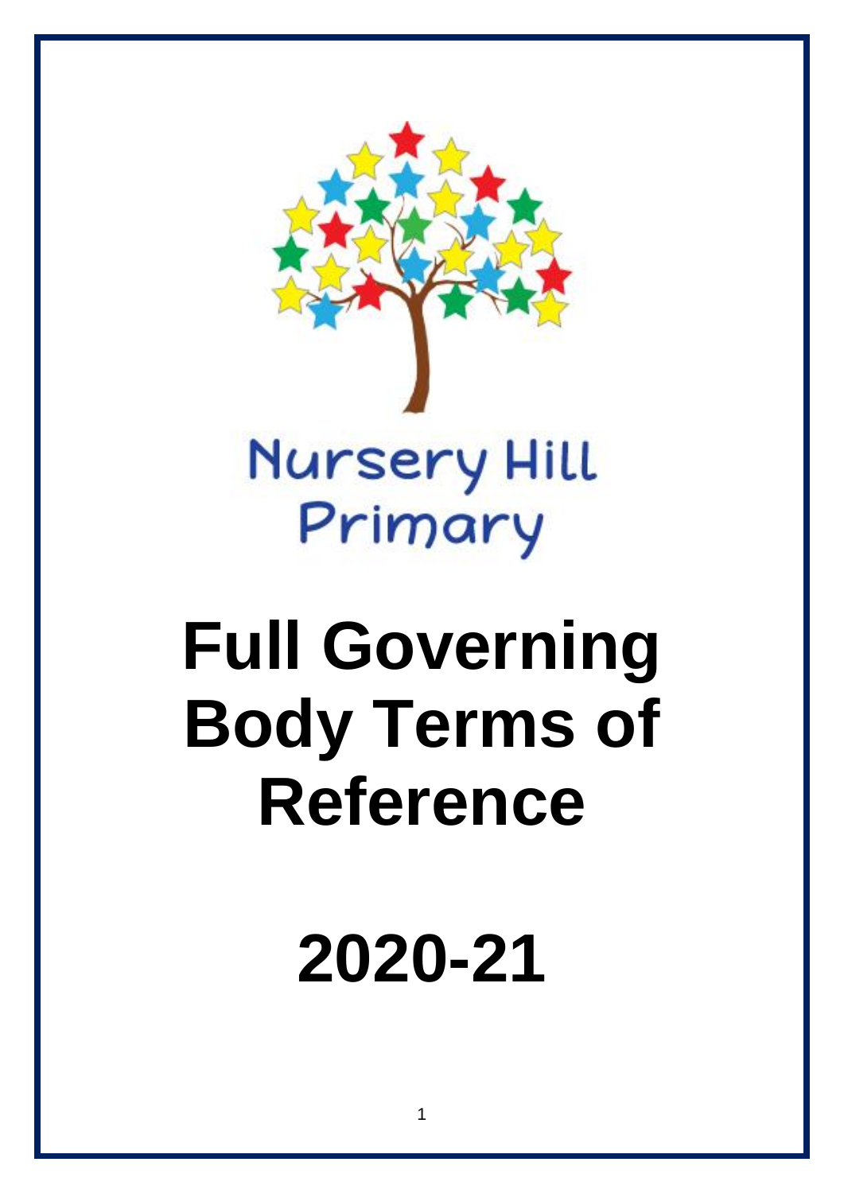Nursery Hill Primary

# Full Governing Body Terms of Reference

# 2020-21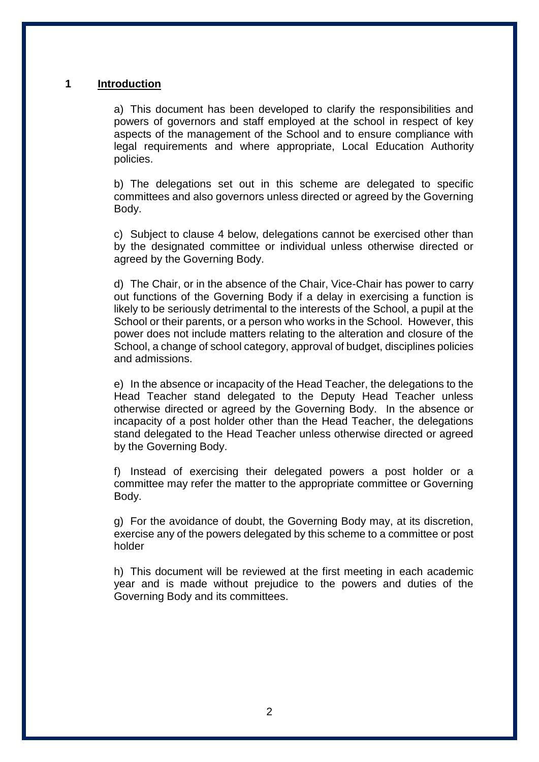## 1 Introduction

a) This document has been developed to clarify the responsibilities and powers of governors and staff employed at the school in respect of key aspects of the management of the School and to ensure compliance with legal requirements and where appropriate, Local Education Authority policies.

b) The delegations set out in this scheme are delegated to specific committees and also governors unless directed or agreed by the Governing Body.

c) Subject to clause 4 below, delegations cannot be exercised other than by the designated committee or individual unless otherwise directed or agreed by the Governing Body.

d) The Chair, or in the absence of the Chair, Vice-Chair has power to carry out functions of the Governing Body if a delay in exercising a function is likely to be seriously detrimental to the interests of the School, a pupil at the School or their parents, or a person who works in the School. However, this power does not include matters relating to the alteration and closure of the School, a change of school category, approval of budget, disciplines policies and admissions.

e) In the absence or incapacity of the Head Teacher, the delegations to the Head Teacher stand delegated to the Deputy Head Teacher unless otherwise directed or agreed by the Governing Body. In the absence or incapacity of a post holder other than the Head Teacher, the delegations stand delegated to the Head Teacher unless otherwise directed or agreed by the Governing Body.

f) Instead of exercising their delegated powers a post holder or a committee may refer the matter to the appropriate committee or Governing Body.

g) For the avoidance of doubt, the Governing Body may, at its discretion, exercise any of the powers delegated by this scheme to a committee or post holder

h) This document will be reviewed at the first meeting in each academic year and is made without prejudice to the powers and duties of the Governing Body and its committees.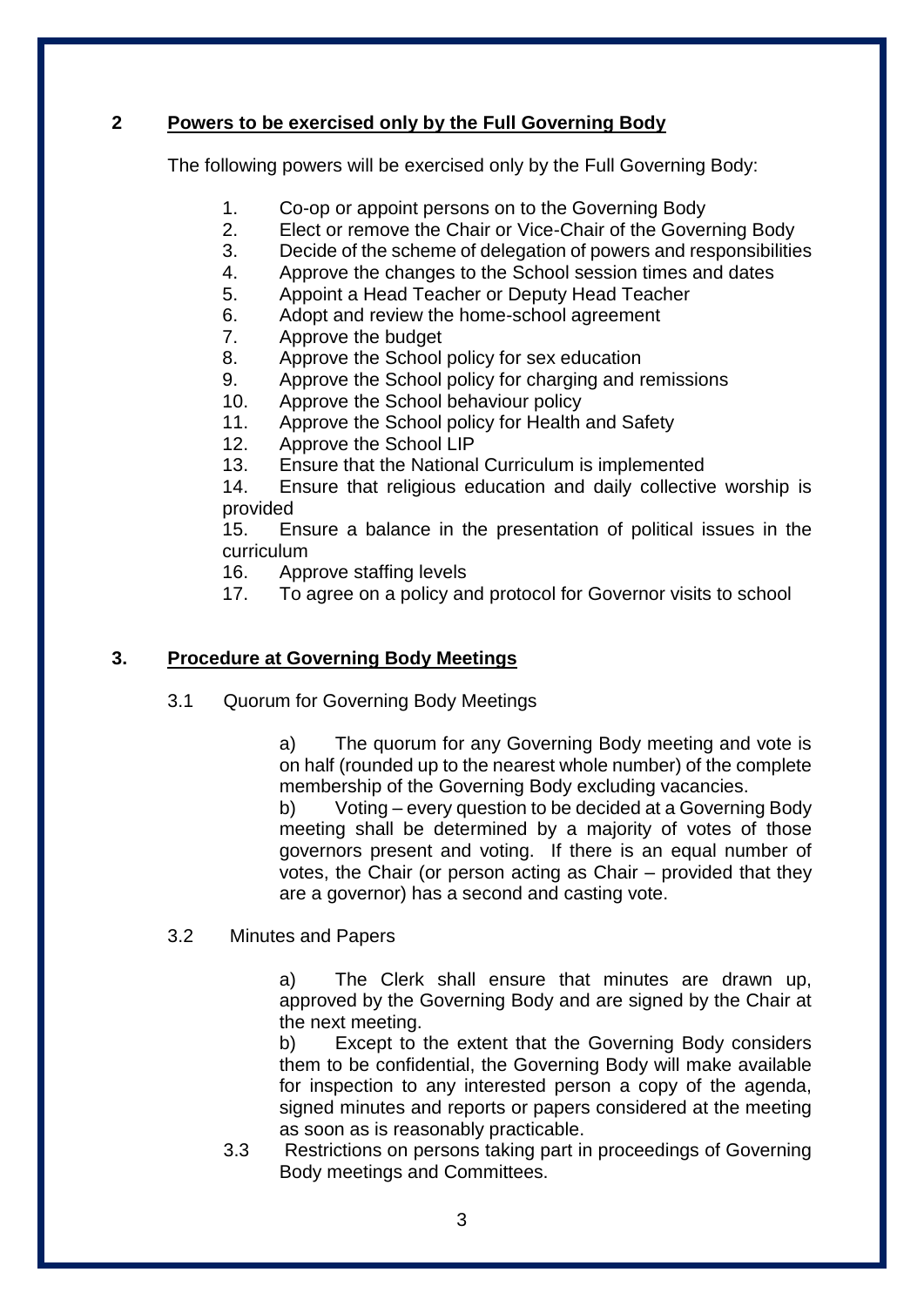## 2 Powers to be exercised only by the Full Governing Body

The following powers will be exercised only by the Full Governing Body:

1. Co-op or appoint persons on to the Governing Body
2. Elect or remove the Chair or Vice-Chair of the Governing Body
3. Decide of the scheme of delegation of powers and responsibilities
4. Approve the changes to the School session times and dates
5. Appoint a Head Teacher or Deputy Head Teacher
6. Adopt and review the home-school agreement
7. Approve the budget
8. Approve the School policy for sex education
9. Approve the School policy for charging and remissions
10. Approve the School behaviour policy
11. Approve the School policy for Health and Safety
12. Approve the School LIP
13. Ensure that the National Curriculum is implemented
14. Ensure that religious education and daily collective worship is provided
15. Ensure a balance in the presentation of political issues in the curriculum
16. Approve staffing levels
17. To agree on a policy and protocol for Governor visits to school

## 3. Procedure at Governing Body Meetings

3.1 Quorum for Governing Body Meetings

a) The quorum for any Governing Body meeting and vote is on half (rounded up to the nearest whole number) of the complete membership of the Governing Body excluding vacancies.

b) Voting – every question to be decided at a Governing Body meeting shall be determined by a majority of votes of those governors present and voting. If there is an equal number of votes, the Chair (or person acting as Chair – provided that they are a governor) has a second and casting vote.

3.2 Minutes and Papers

a) The Clerk shall ensure that minutes are drawn up, approved by the Governing Body and are signed by the Chair at the next meeting.

b) Except to the extent that the Governing Body considers them to be confidential, the Governing Body will make available for inspection to any interested person a copy of the agenda, signed minutes and reports or papers considered at the meeting as soon as is reasonably practicable.

3.3 Restrictions on persons taking part in proceedings of Governing Body meetings and Committees.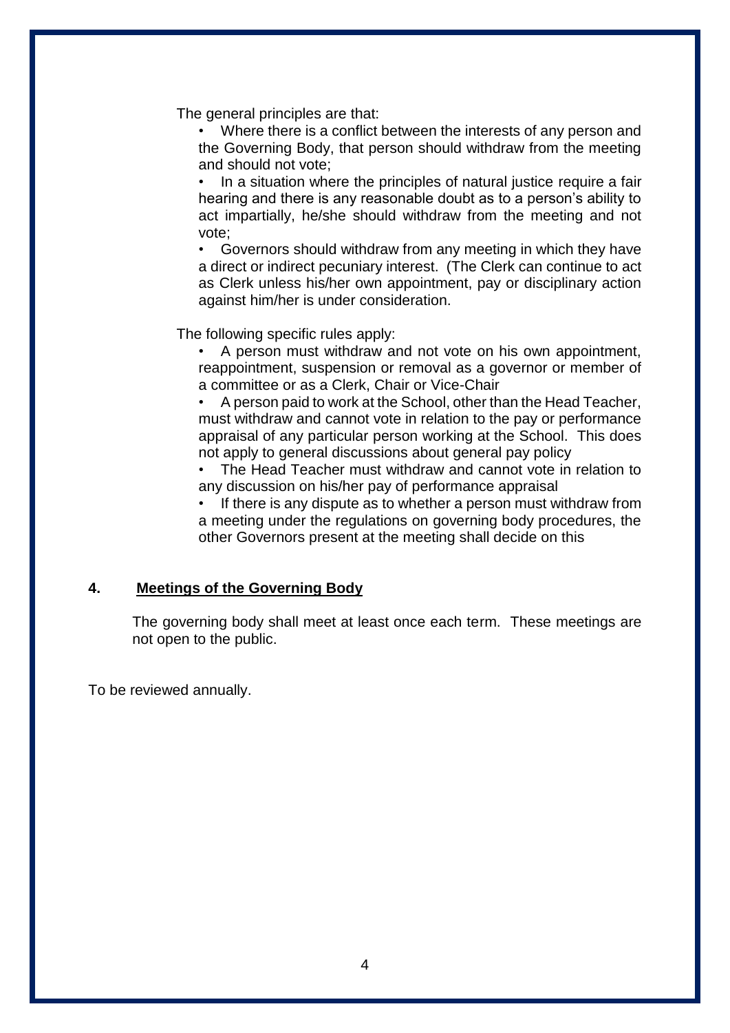The general principles are that:

- Where there is a conflict between the interests of any person and the Governing Body, that person should withdraw from the meeting and should not vote;
- In a situation where the principles of natural justice require a fair hearing and there is any reasonable doubt as to a person's ability to act impartially, he/she should withdraw from the meeting and not vote;
- Governors should withdraw from any meeting in which they have a direct or indirect pecuniary interest. (The Clerk can continue to act as Clerk unless his/her own appointment, pay or disciplinary action against him/her is under consideration.

The following specific rules apply:

- A person must withdraw and not vote on his own appointment, reappointment, suspension or removal as a governor or member of a committee or as a Clerk, Chair or Vice-Chair
- A person paid to work at the School, other than the Head Teacher, must withdraw and cannot vote in relation to the pay or performance appraisal of any particular person working at the School. This does not apply to general discussions about general pay policy
- The Head Teacher must withdraw and cannot vote in relation to any discussion on his/her pay of performance appraisal
- If there is any dispute as to whether a person must withdraw from a meeting under the regulations on governing body procedures, the other Governors present at the meeting shall decide on this

## 4. Meetings of the Governing Body

The governing body shall meet at least once each term. These meetings are not open to the public.

To be reviewed annually.